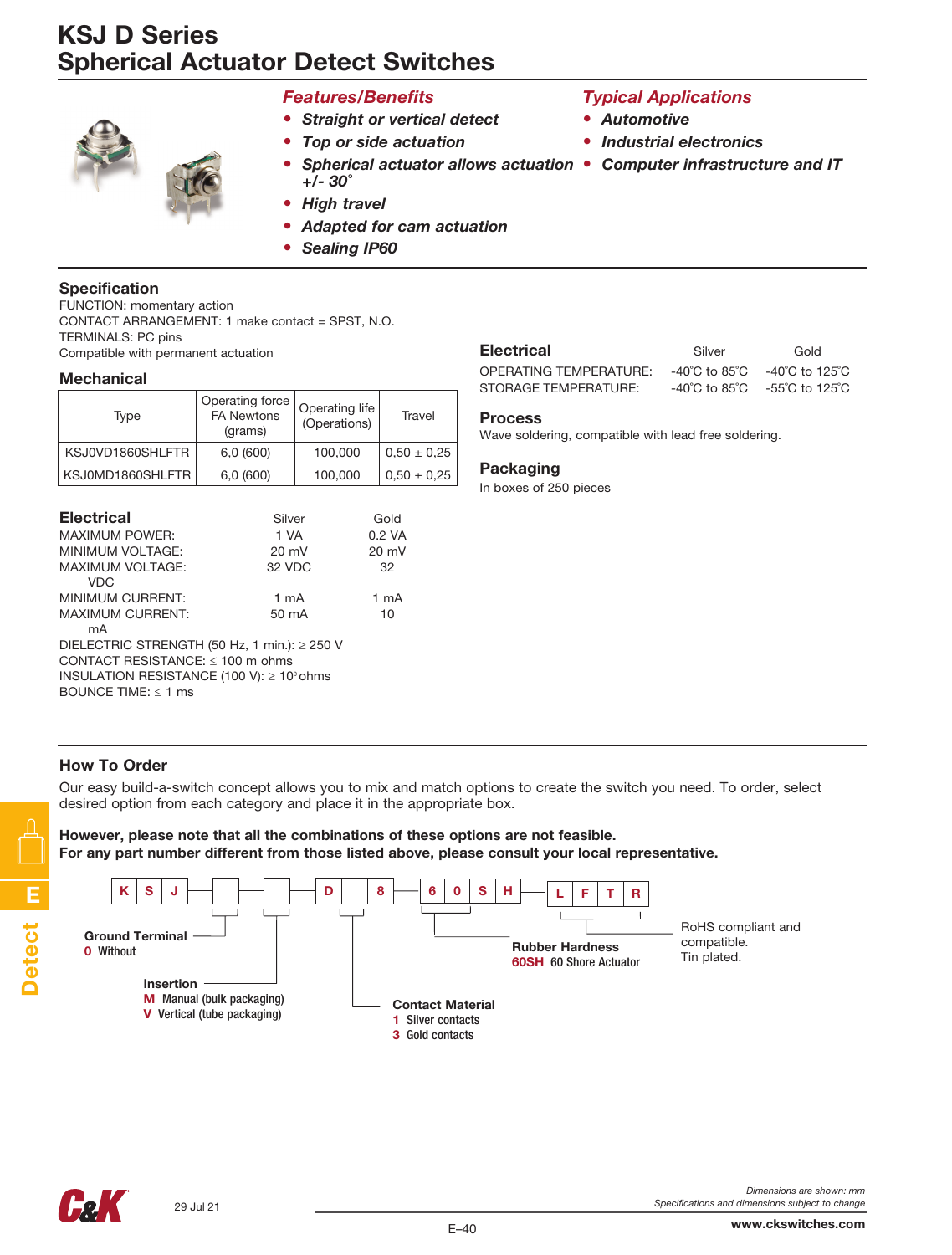# KSJ D Series
# Spherical Actuator Detect Switches

## *Features/Benefits*

- ***Straight or vertical detect***
- ***Top or side actuation***
- ***Spherical actuator allows actuation +/- 30°***
- ***High travel***
- ***Adapted for cam actuation***
- ***Sealing IP60***

## *Typical Applications*

- ***Automotive***
- ***Industrial electronics***
- ***Computer infrastructure and IT***

## Specification

FUNCTION: momentary action
CONTACT ARRANGEMENT: 1 make contact = SPST, N.O.
TERMINALS: PC pins
Compatible with permanent actuation

## Mechanical

| Type | Operating force FA Newtons (grams) | Operating life (Operations) | Travel |
|---|---|---|---|
| KSJ0VD1860SHLFTR | 6,0 (600) | 100,000 | 0,50 ± 0,25 |
| KSJ0MD1860SHLFTR | 6,0 (600) | 100,000 | 0,50 ± 0,25 |

## Electrical

| | Silver | Gold |
|---|---|---|
| MAXIMUM POWER: | 1 VA | 0.2 VA |
| MINIMUM VOLTAGE: | 20 mV | 20 mV |
| MAXIMUM VOLTAGE: | 32 VDC | 32 VDC |
| MINIMUM CURRENT: | 1 mA | 1 mA |
| MAXIMUM CURRENT: | 50 mA | 10 mA |

DIELECTRIC STRENGTH (50 Hz, 1 min.): ≥ 250 V
CONTACT RESISTANCE: ≤ 100 m ohms
INSULATION RESISTANCE (100 V): ≥ $10^9$ ohms
BOUNCE TIME: ≤ 1 ms

## Electrical

| | Silver | Gold |
|---|---|---|
| OPERATING TEMPERATURE: | -40°C to 85°C | -40°C to 125°C |
| STORAGE TEMPERATURE: | -40°C to 85°C | -55°C to 125°C |

## Process

Wave soldering, compatible with lead free soldering.

## Packaging

In boxes of 250 pieces

## How To Order

Our easy build-a-switch concept allows you to mix and match options to create the switch you need. To order, select desired option from each category and place it in the appropriate box.

**However, please note that all the combinations of these options are not feasible.**
**For any part number different from those listed above, please consult your local representative.**

K S J [ ] [ ] D [ ] 8 6 0 S H L F T R

**Ground Terminal**
**0** Without

**Insertion**
**M** Manual (bulk packaging)
**V** Vertical (tube packaging)

**Contact Material**
**1** Silver contacts
**3** Gold contacts

**Rubber Hardness**
**60SH** 60 Shore Actuator

RoHS compliant and compatible.
Tin plated.

Dimensions are shown: mm
Specifications and dimensions subject to change

29 Jul 21

www.ckswitches.com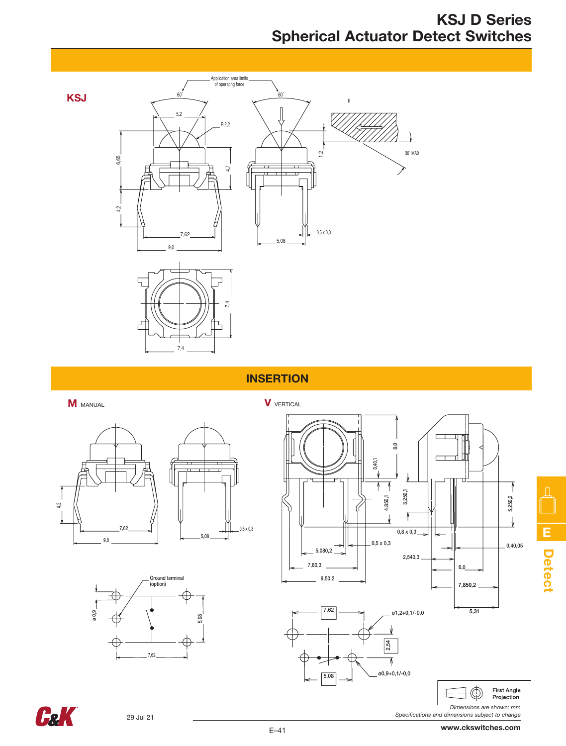# KSJ D Series
# Spherical Actuator Detect Switches

## KSJ

Application area limits of operating force

60˚

60˚

5,2

R 2,2

R

6,65

4,7

1,2

30˚ MAX

4,2

7,62

9,0

0,5 x 0,3

5,08

7,4

7,4

## INSERTION

**M** MANUAL

4,2

7,62

9,0

0,5 x 0,3

5,08

Ground terminal (option)

ø 0,9

5,08

7,62

**V** VERTICAL

8,0

0,40,1

4,850,1

3,250,1

5,250,2

0,8 x 0,3

0,5 x 0,3

0,40,05

5,080,2

2,540,3

7,80,3

6,0

9,50,2

7,850,2

5,31

7,62

ø1,2+0,1/-0,0

2,54

5,08

ø0,9+0,1/-0,0

First Angle Projection

*Dimensions are shown: mm*

*Specifications and dimensions subject to change*

29 Jul 21

www.ckswitches.com